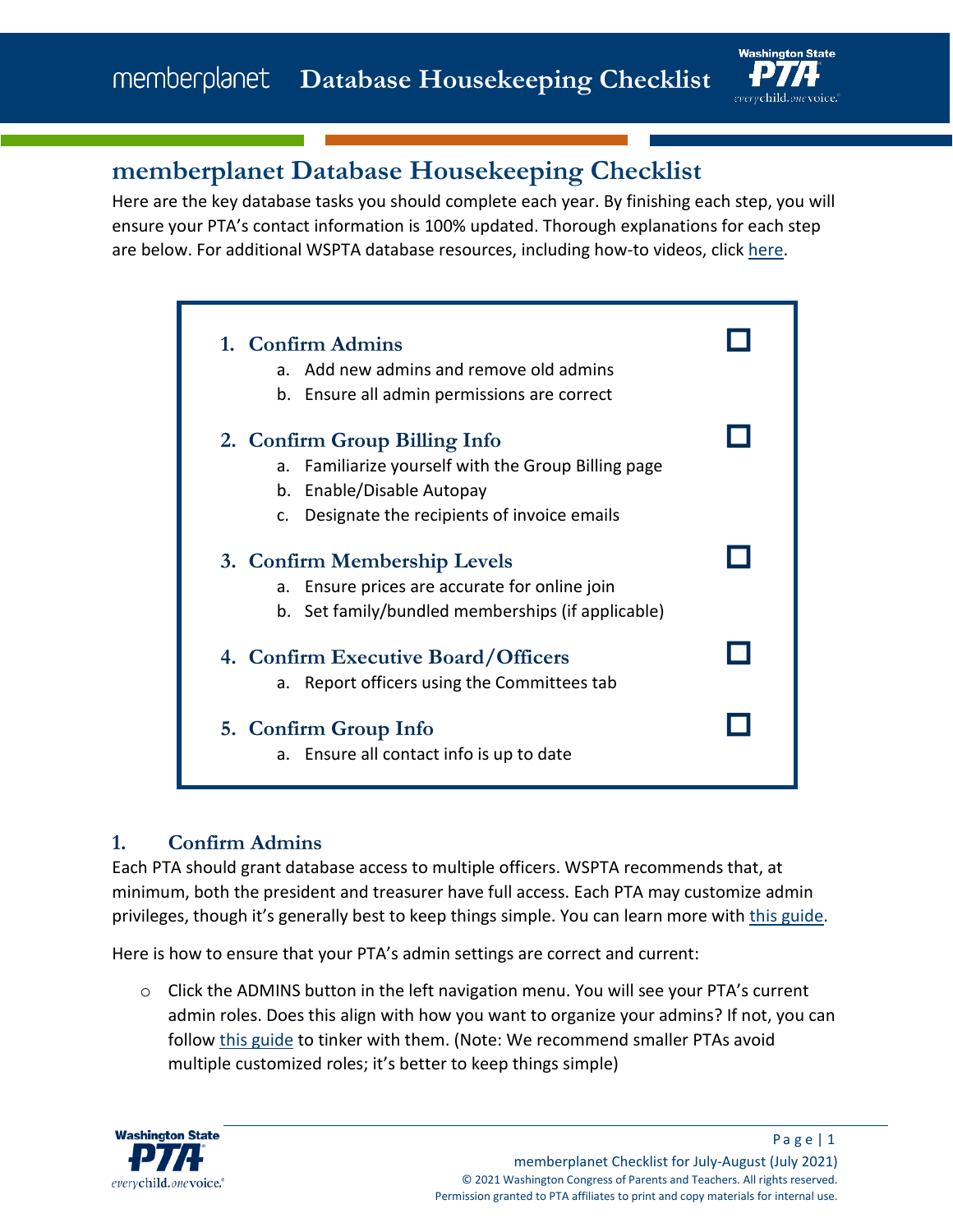# memberplanet Database Housekeeping Checklist

Here are the key database tasks you should complete each year. By finishing each step, you will ensure your PTA's contact information is 100% updated. Thorough explanations for each step are below. For additional WSPTA database resources, including how-to videos, click here.

1. **Confirm Admins** ☐
   a. Add new admins and remove old admins
   b. Ensure all admin permissions are correct
2. **Confirm Group Billing Info** ☐
   a. Familiarize yourself with the Group Billing page
   b. Enable/Disable Autopay
   c. Designate the recipients of invoice emails
3. **Confirm Membership Levels** ☐
   a. Ensure prices are accurate for online join
   b. Set family/bundled memberships (if applicable)
4. **Confirm Executive Board/Officers** ☐
   a. Report officers using the Committees tab
5. **Confirm Group Info** ☐
   a. Ensure all contact info is up to date

## 1. Confirm Admins

Each PTA should grant database access to multiple officers. WSPTA recommends that, at minimum, both the president and treasurer have full access. Each PTA may customize admin privileges, though it's generally best to keep things simple. You can learn more with this guide.

Here is how to ensure that your PTA's admin settings are correct and current:

- Click the ADMINS button in the left navigation menu. You will see your PTA's current admin roles. Does this align with how you want to organize your admins? If not, you can follow this guide to tinker with them. (Note: We recommend smaller PTAs avoid multiple customized roles; it's better to keep things simple)

memberplanet Checklist for July-August (July 2021)
© 2021 Washington Congress of Parents and Teachers. All rights reserved.
Permission granted to PTA affiliates to print and copy materials for internal use.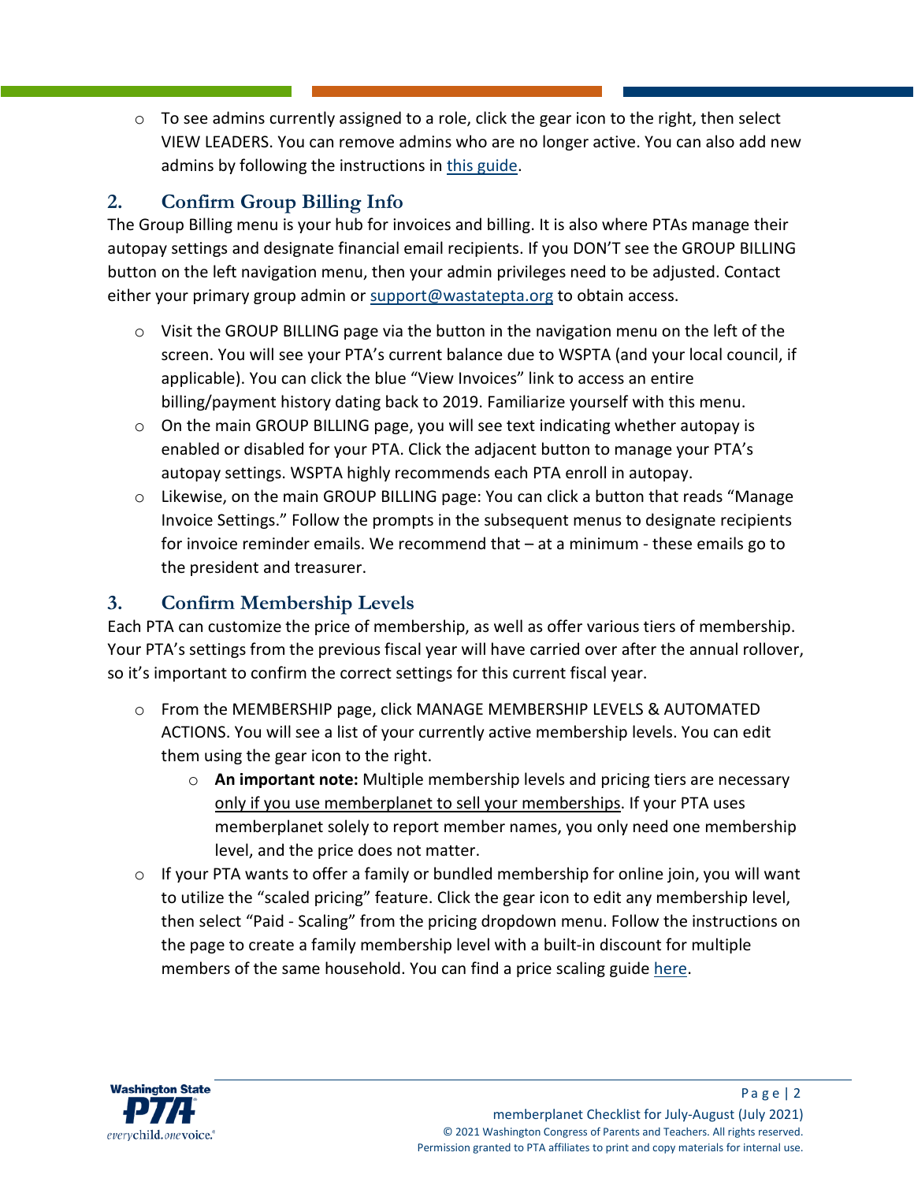- To see admins currently assigned to a role, click the gear icon to the right, then select VIEW LEADERS. You can remove admins who are no longer active. You can also add new admins by following the instructions in this guide.

## 2. Confirm Group Billing Info

The Group Billing menu is your hub for invoices and billing. It is also where PTAs manage their autopay settings and designate financial email recipients. If you DON'T see the GROUP BILLING button on the left navigation menu, then your admin privileges need to be adjusted. Contact either your primary group admin or support@wastatepta.org to obtain access.

- Visit the GROUP BILLING page via the button in the navigation menu on the left of the screen. You will see your PTA's current balance due to WSPTA (and your local council, if applicable). You can click the blue "View Invoices" link to access an entire billing/payment history dating back to 2019. Familiarize yourself with this menu.
- On the main GROUP BILLING page, you will see text indicating whether autopay is enabled or disabled for your PTA. Click the adjacent button to manage your PTA's autopay settings. WSPTA highly recommends each PTA enroll in autopay.
- Likewise, on the main GROUP BILLING page: You can click a button that reads "Manage Invoice Settings." Follow the prompts in the subsequent menus to designate recipients for invoice reminder emails. We recommend that – at a minimum - these emails go to the president and treasurer.

## 3. Confirm Membership Levels

Each PTA can customize the price of membership, as well as offer various tiers of membership. Your PTA's settings from the previous fiscal year will have carried over after the annual rollover, so it's important to confirm the correct settings for this current fiscal year.

- From the MEMBERSHIP page, click MANAGE MEMBERSHIP LEVELS & AUTOMATED ACTIONS. You will see a list of your currently active membership levels. You can edit them using the gear icon to the right.
  - **An important note:** Multiple membership levels and pricing tiers are necessary only if you use memberplanet to sell your memberships. If your PTA uses memberplanet solely to report member names, you only need one membership level, and the price does not matter.
- If your PTA wants to offer a family or bundled membership for online join, you will want to utilize the "scaled pricing" feature. Click the gear icon to edit any membership level, then select "Paid - Scaling" from the pricing dropdown menu. Follow the instructions on the page to create a family membership level with a built-in discount for multiple members of the same household. You can find a price scaling guide here.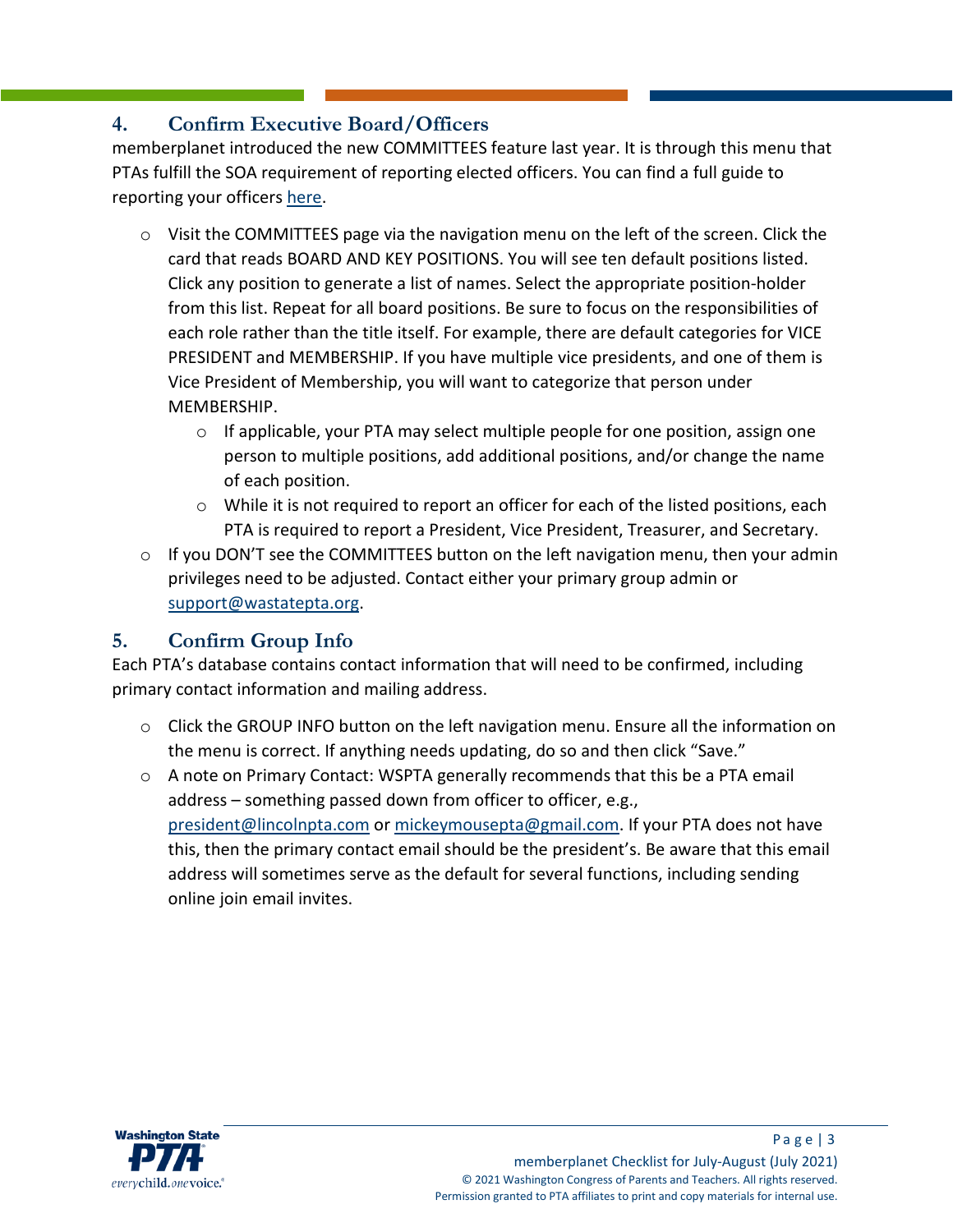## 4. Confirm Executive Board/Officers

memberplanet introduced the new COMMITTEES feature last year. It is through this menu that PTAs fulfill the SOA requirement of reporting elected officers. You can find a full guide to reporting your officers here.

- Visit the COMMITTEES page via the navigation menu on the left of the screen. Click the card that reads BOARD AND KEY POSITIONS. You will see ten default positions listed. Click any position to generate a list of names. Select the appropriate position-holder from this list. Repeat for all board positions. Be sure to focus on the responsibilities of each role rather than the title itself. For example, there are default categories for VICE PRESIDENT and MEMBERSHIP. If you have multiple vice presidents, and one of them is Vice President of Membership, you will want to categorize that person under MEMBERSHIP.
  - If applicable, your PTA may select multiple people for one position, assign one person to multiple positions, add additional positions, and/or change the name of each position.
  - While it is not required to report an officer for each of the listed positions, each PTA is required to report a President, Vice President, Treasurer, and Secretary.
- If you DON'T see the COMMITTEES button on the left navigation menu, then your admin privileges need to be adjusted. Contact either your primary group admin or support@wastatepta.org.

## 5. Confirm Group Info

Each PTA's database contains contact information that will need to be confirmed, including primary contact information and mailing address.

- Click the GROUP INFO button on the left navigation menu. Ensure all the information on the menu is correct. If anything needs updating, do so and then click "Save."
- A note on Primary Contact: WSPTA generally recommends that this be a PTA email address – something passed down from officer to officer, e.g., president@lincolnpta.com or mickeymousepta@gmail.com. If your PTA does not have this, then the primary contact email should be the president's. Be aware that this email address will sometimes serve as the default for several functions, including sending online join email invites.